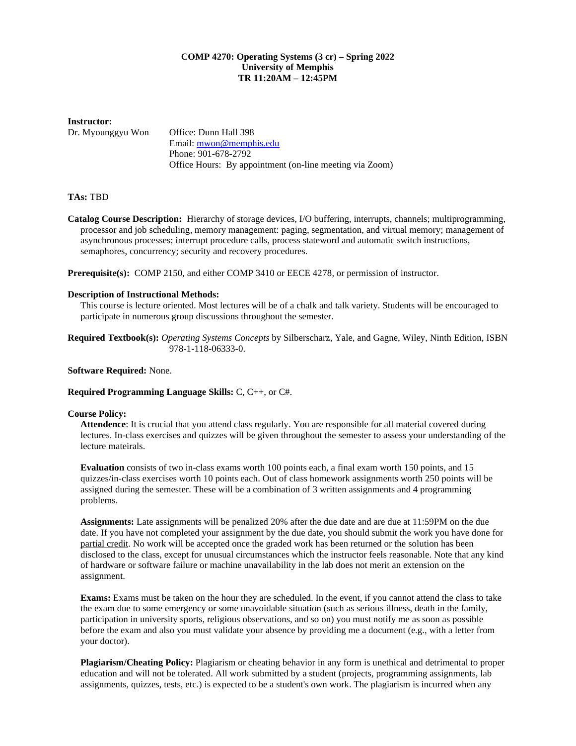**COMP 4270: Operating Systems (3 cr) – Spring 2022**
**University of Memphis**
**TR 11:20AM – 12:45PM**

**Instructor:**

Dr. Myounggyu Won
Office: Dunn Hall 398
Email: mwon@memphis.edu
Phone: 901-678-2792
Office Hours: By appointment (on-line meeting via Zoom)

**TAs:** TBD

**Catalog Course Description:** Hierarchy of storage devices, I/O buffering, interrupts, channels; multiprogramming, processor and job scheduling, memory management: paging, segmentation, and virtual memory; management of asynchronous processes; interrupt procedure calls, process stateword and automatic switch instructions, semaphores, concurrency; security and recovery procedures.

**Prerequisite(s):** COMP 2150, and either COMP 3410 or EECE 4278, or permission of instructor.

**Description of Instructional Methods:**
This course is lecture oriented. Most lectures will be of a chalk and talk variety. Students will be encouraged to participate in numerous group discussions throughout the semester.

**Required Textbook(s):** *Operating Systems Concepts* by Silberscharz, Yale, and Gagne, Wiley, Ninth Edition, ISBN 978-1-118-06333-0.

**Software Required:** None.

**Required Programming Language Skills:** C, C++, or C#.

**Course Policy:**

**Attendence**: It is crucial that you attend class regularly. You are responsible for all material covered during lectures. In-class exercises and quizzes will be given throughout the semester to assess your understanding of the lecture mateirals.

**Evaluation** consists of two in-class exams worth 100 points each, a final exam worth 150 points, and 15 quizzes/in-class exercises worth 10 points each. Out of class homework assignments worth 250 points will be assigned during the semester. These will be a combination of 3 written assignments and 4 programming problems.

**Assignments:** Late assignments will be penalized 20% after the due date and are due at 11:59PM on the due date. If you have not completed your assignment by the due date, you should submit the work you have done for partial credit. No work will be accepted once the graded work has been returned or the solution has been disclosed to the class, except for unusual circumstances which the instructor feels reasonable. Note that any kind of hardware or software failure or machine unavailability in the lab does not merit an extension on the assignment.

**Exams:** Exams must be taken on the hour they are scheduled. In the event, if you cannot attend the class to take the exam due to some emergency or some unavoidable situation (such as serious illness, death in the family, participation in university sports, religious observations, and so on) you must notify me as soon as possible before the exam and also you must validate your absence by providing me a document (e.g., with a letter from your doctor).

**Plagiarism/Cheating Policy:** Plagiarism or cheating behavior in any form is unethical and detrimental to proper education and will not be tolerated. All work submitted by a student (projects, programming assignments, lab assignments, quizzes, tests, etc.) is expected to be a student's own work. The plagiarism is incurred when any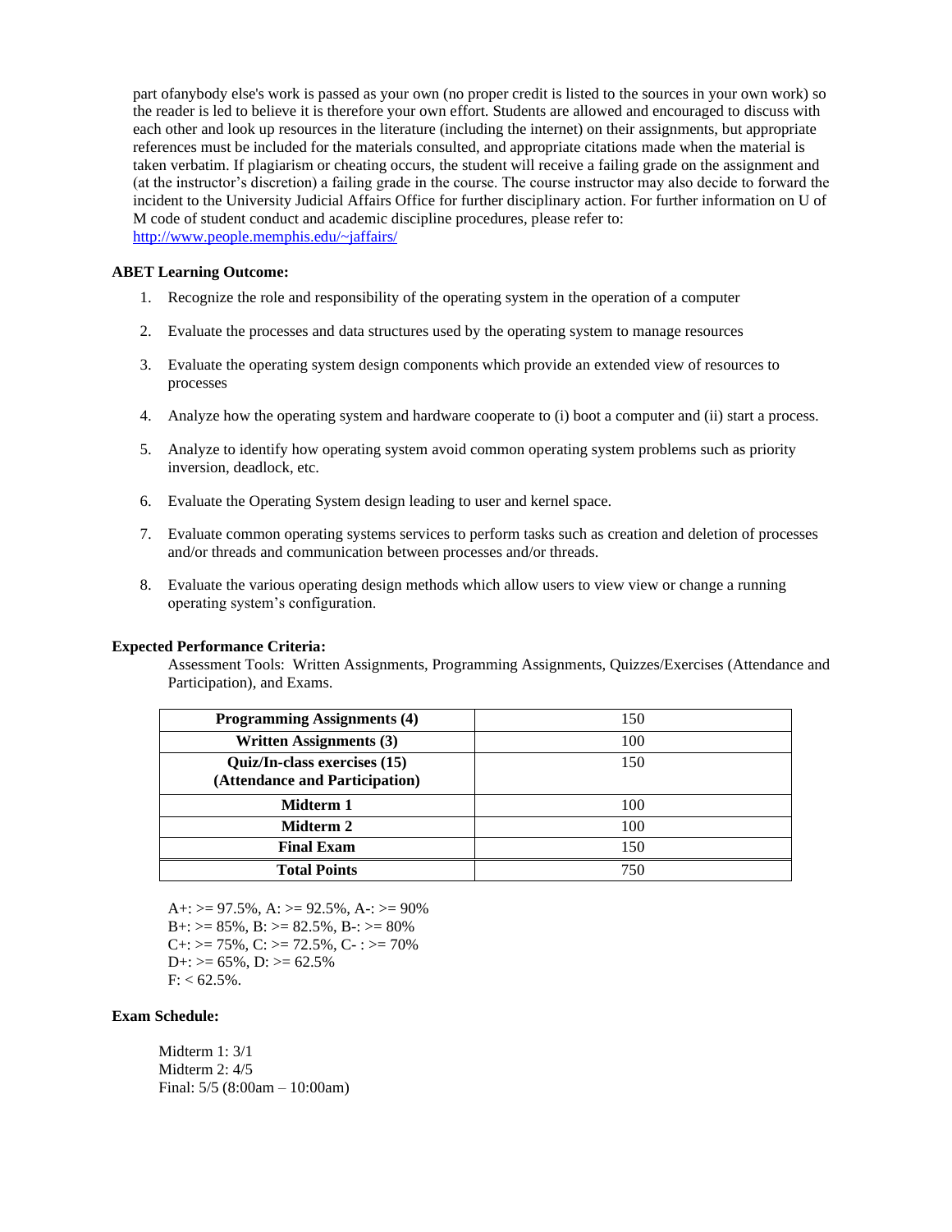part ofanybody else's work is passed as your own (no proper credit is listed to the sources in your own work) so the reader is led to believe it is therefore your own effort. Students are allowed and encouraged to discuss with each other and look up resources in the literature (including the internet) on their assignments, but appropriate references must be included for the materials consulted, and appropriate citations made when the material is taken verbatim. If plagiarism or cheating occurs, the student will receive a failing grade on the assignment and (at the instructor's discretion) a failing grade in the course. The course instructor may also decide to forward the incident to the University Judicial Affairs Office for further disciplinary action. For further information on U of M code of student conduct and academic discipline procedures, please refer to: http://www.people.memphis.edu/~jaffairs/

**ABET Learning Outcome:**

1. Recognize the role and responsibility of the operating system in the operation of a computer
2. Evaluate the processes and data structures used by the operating system to manage resources
3. Evaluate the operating system design components which provide an extended view of resources to processes
4. Analyze how the operating system and hardware cooperate to (i) boot a computer and (ii) start a process.
5. Analyze to identify how operating system avoid common operating system problems such as priority inversion, deadlock, etc.
6. Evaluate the Operating System design leading to user and kernel space.
7. Evaluate common operating systems services to perform tasks such as creation and deletion of processes and/or threads and communication between processes and/or threads.
8. Evaluate the various operating design methods which allow users to view view or change a running operating system's configuration.

**Expected Performance Criteria:**

Assessment Tools: Written Assignments, Programming Assignments, Quizzes/Exercises (Attendance and Participation), and Exams.

| Category | Points |
|---|---|
| **Programming Assignments (4)** | 150 |
| **Written Assignments (3)** | 100 |
| **Quiz/In-class exercises (15) (Attendance and Participation)** | 150 |
| **Midterm 1** | 100 |
| **Midterm 2** | 100 |
| **Final Exam** | 150 |
| **Total Points** | 750 |

A+: >= 97.5%, A: >= 92.5%, A-: >= 90%
B+: >= 85%, B: >= 82.5%, B-: >= 80%
C+: >= 75%, C: >= 72.5%, C- : >= 70%
D+: >= 65%, D: >= 62.5%
F: < 62.5%.

**Exam Schedule:**

Midterm 1: 3/1
Midterm 2: 4/5
Final: 5/5 (8:00am – 10:00am)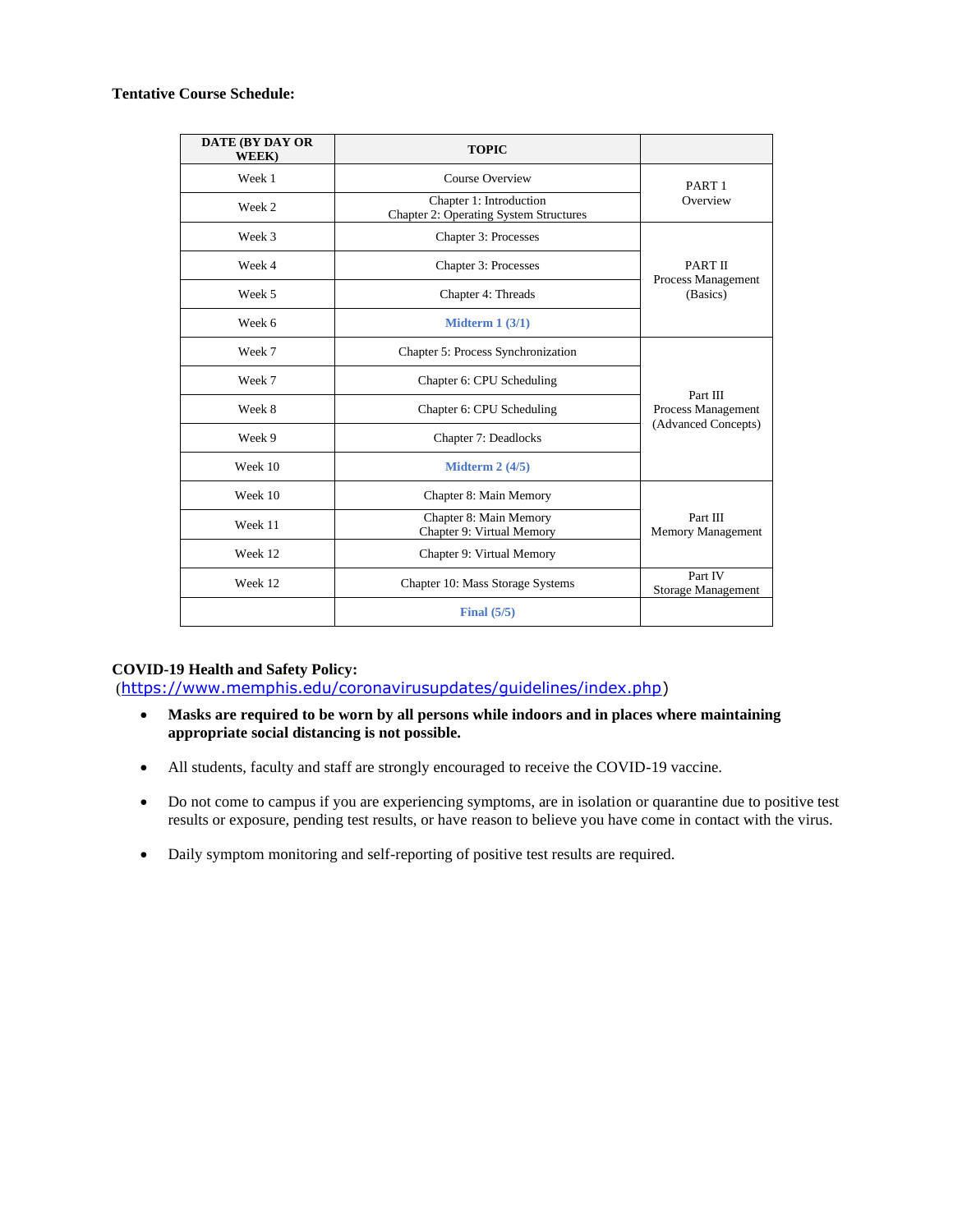**Tentative Course Schedule:**

| DATE (BY DAY OR WEEK) | TOPIC | |
|---|---|---|
| Week 1 | Course Overview | PART 1<br>Overview |
| Week 2 | Chapter 1: Introduction<br>Chapter 2: Operating System Structures | |
| Week 3 | Chapter 3: Processes | PART II<br>Process Management<br>(Basics) |
| Week 4 | Chapter 3: Processes | |
| Week 5 | Chapter 4: Threads | |
| Week 6 | **Midterm 1 (3/1)** | |
| Week 7 | Chapter 5: Process Synchronization | Part III<br>Process Management<br>(Advanced Concepts) |
| Week 7 | Chapter 6: CPU Scheduling | |
| Week 8 | Chapter 6: CPU Scheduling | |
| Week 9 | Chapter 7: Deadlocks | |
| Week 10 | **Midterm 2 (4/5)** | |
| Week 10 | Chapter 8: Main Memory | Part III<br>Memory Management |
| Week 11 | Chapter 8: Main Memory<br>Chapter 9: Virtual Memory | |
| Week 12 | Chapter 9: Virtual Memory | |
| Week 12 | Chapter 10: Mass Storage Systems | Part IV<br>Storage Management |
| | **Final (5/5)** | |

**COVID-19 Health and Safety Policy:**
(https://www.memphis.edu/coronavirusupdates/guidelines/index.php)

- **Masks are required to be worn by all persons while indoors and in places where maintaining appropriate social distancing is not possible.**
- All students, faculty and staff are strongly encouraged to receive the COVID-19 vaccine.
- Do not come to campus if you are experiencing symptoms, are in isolation or quarantine due to positive test results or exposure, pending test results, or have reason to believe you have come in contact with the virus.
- Daily symptom monitoring and self-reporting of positive test results are required.